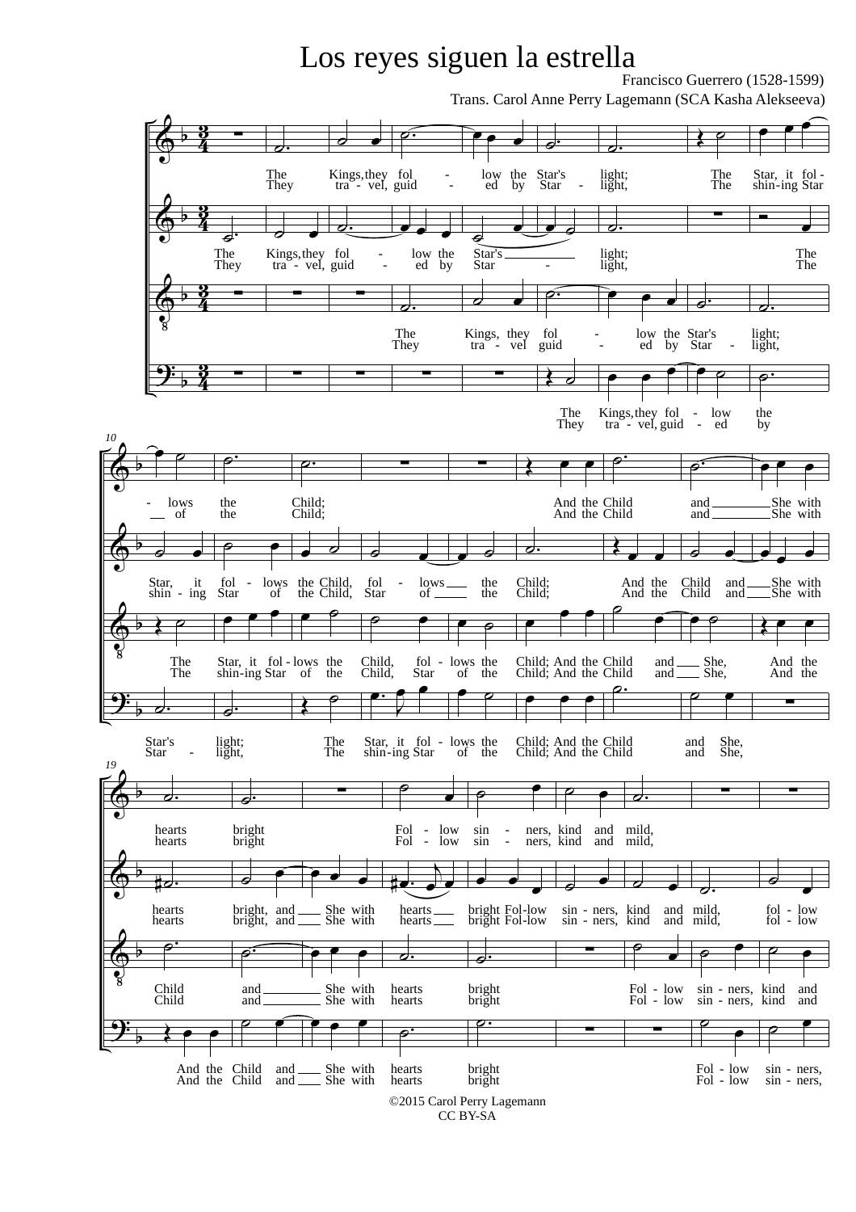# Los reyes siguen la estrella

Francisco Guerrero (1528-1599)

Trans. Carol Anne Perry Lagemann (SCA Kasha Alekseeva)

©2015 Carol Perry Lagemann
CC BY-SA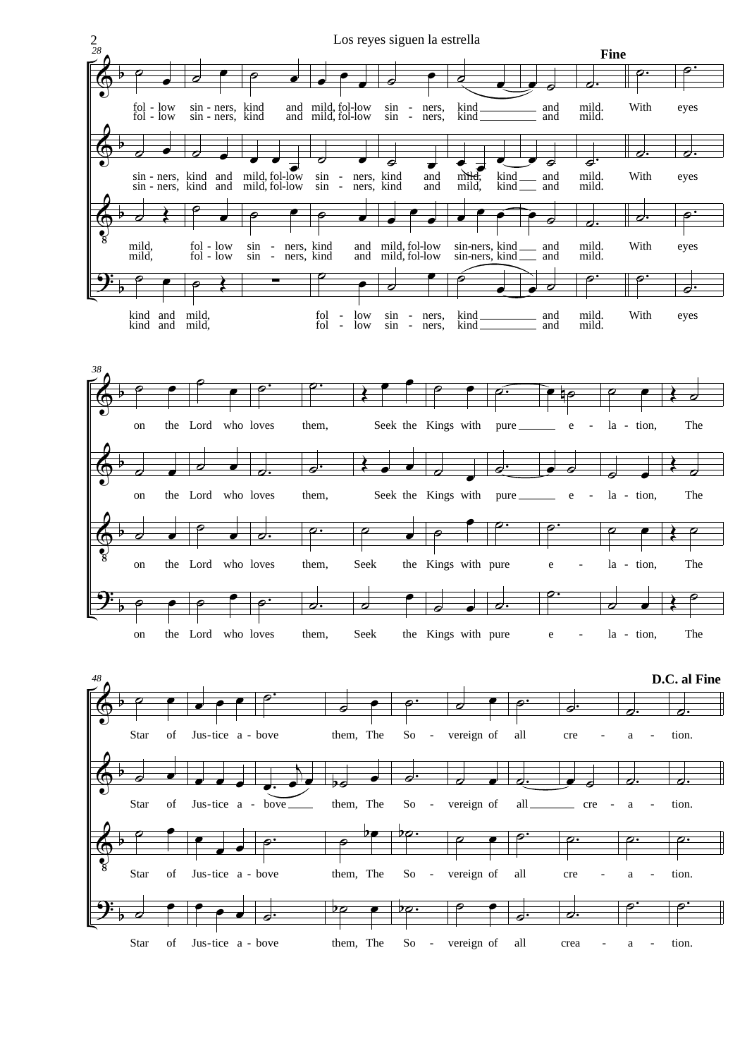**Fine**

fol - low sin - ners, kind and mild, fol-low sin - ners, kind and mild.
fol - low sin - ners, kind and mild, fol-low sin - ners, kind and mild.

With eyes on the Lord who loves them, Seek the Kings with pure e - la - tion, The Star of Jus-tice a - bove them, The So - vereign of all cre - a - tion.

**D.C. al Fine**